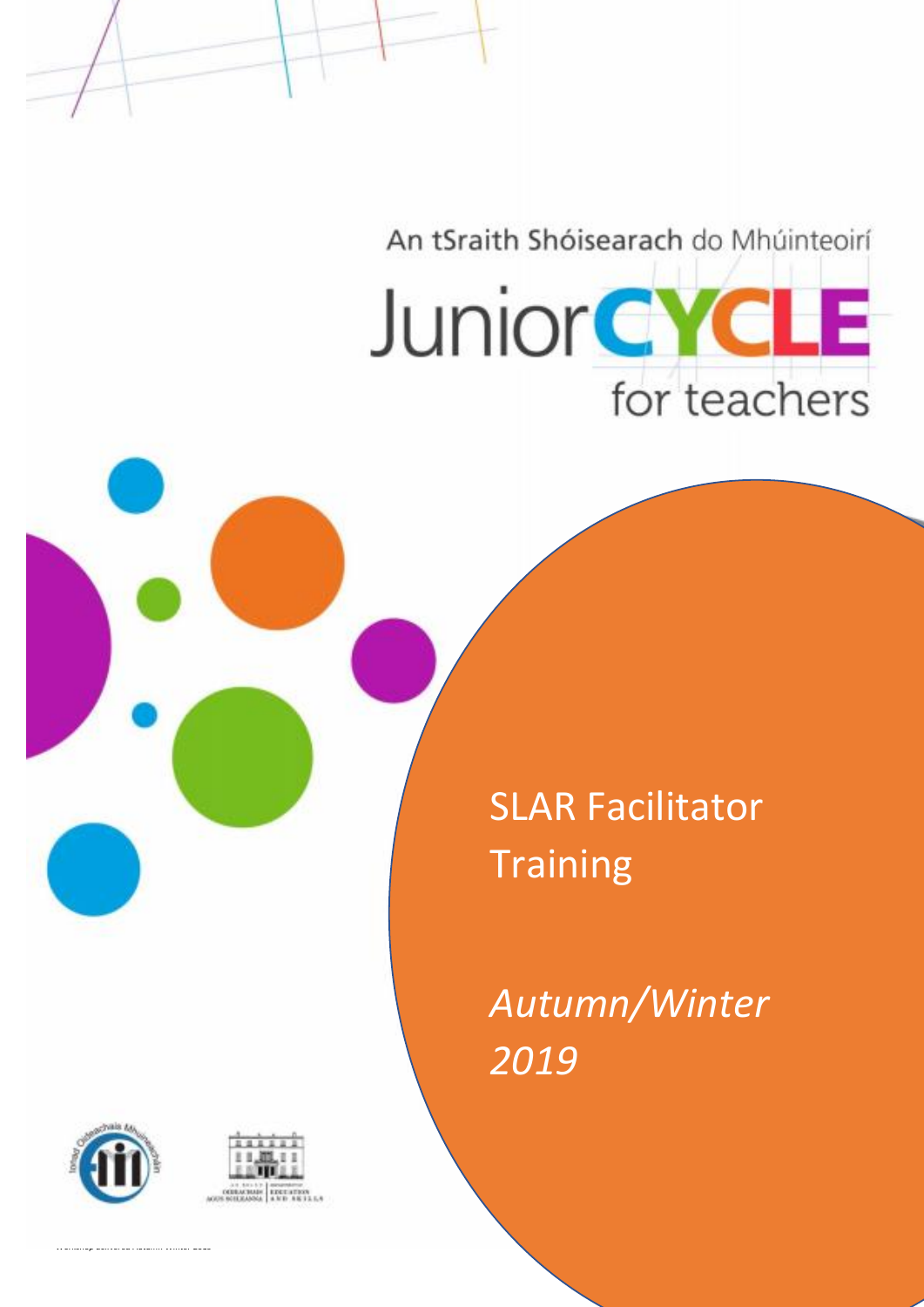An tSraith Shóisearach do Mhúinteoirí

# Junior CYCLE for teachers

## SLAR Facilitator Training

*Autumn/Winter 2019*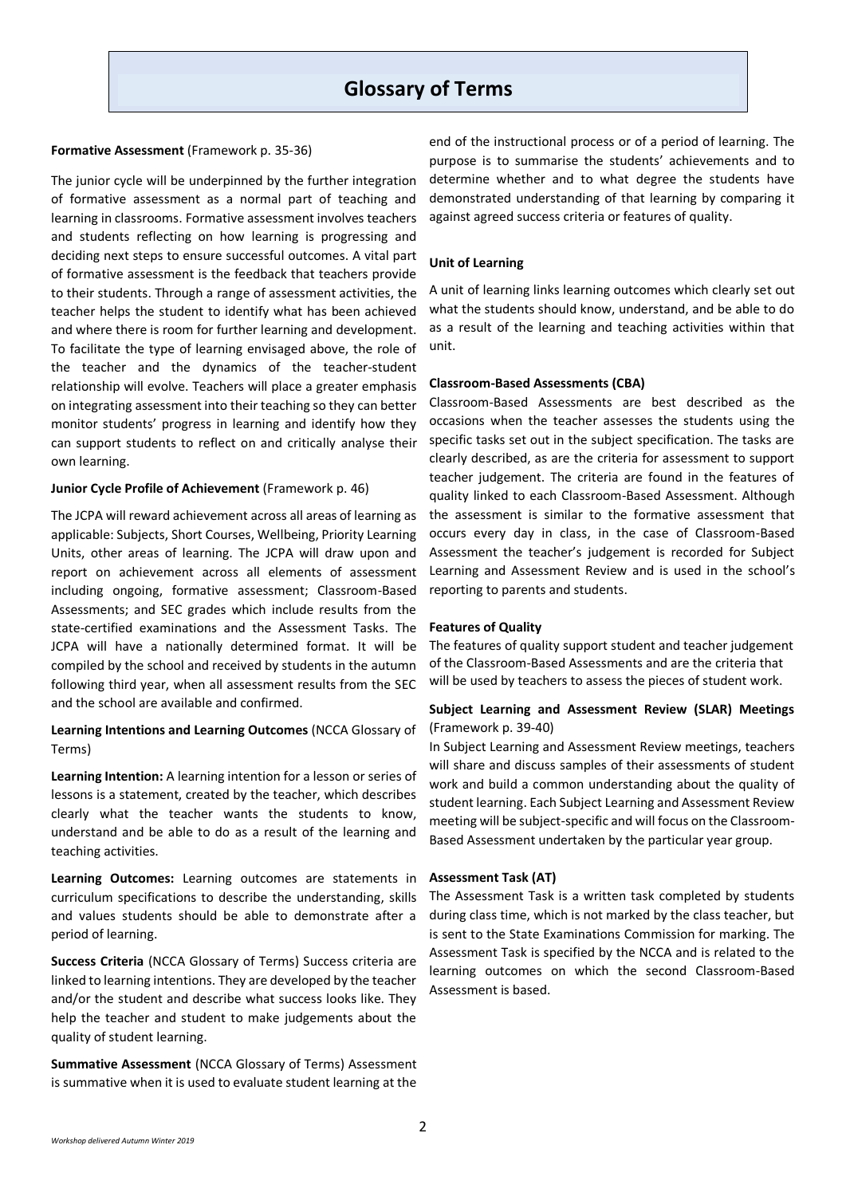# Glossary of Terms

**Formative Assessment** (Framework p. 35-36)

The junior cycle will be underpinned by the further integration of formative assessment as a normal part of teaching and learning in classrooms. Formative assessment involves teachers and students reflecting on how learning is progressing and deciding next steps to ensure successful outcomes. A vital part of formative assessment is the feedback that teachers provide to their students. Through a range of assessment activities, the teacher helps the student to identify what has been achieved and where there is room for further learning and development. To facilitate the type of learning envisaged above, the role of the teacher and the dynamics of the teacher-student relationship will evolve. Teachers will place a greater emphasis on integrating assessment into their teaching so they can better monitor students' progress in learning and identify how they can support students to reflect on and critically analyse their own learning.

**Junior Cycle Profile of Achievement** (Framework p. 46)

The JCPA will reward achievement across all areas of learning as applicable: Subjects, Short Courses, Wellbeing, Priority Learning Units, other areas of learning. The JCPA will draw upon and report on achievement across all elements of assessment including ongoing, formative assessment; Classroom-Based Assessments; and SEC grades which include results from the state-certified examinations and the Assessment Tasks. The JCPA will have a nationally determined format. It will be compiled by the school and received by students in the autumn following third year, when all assessment results from the SEC and the school are available and confirmed.

**Learning Intentions and Learning Outcomes** (NCCA Glossary of Terms)

**Learning Intention:** A learning intention for a lesson or series of lessons is a statement, created by the teacher, which describes clearly what the teacher wants the students to know, understand and be able to do as a result of the learning and teaching activities.

**Learning Outcomes:** Learning outcomes are statements in curriculum specifications to describe the understanding, skills and values students should be able to demonstrate after a period of learning.

**Success Criteria** (NCCA Glossary of Terms) Success criteria are linked to learning intentions. They are developed by the teacher and/or the student and describe what success looks like. They help the teacher and student to make judgements about the quality of student learning.

**Summative Assessment** (NCCA Glossary of Terms) Assessment is summative when it is used to evaluate student learning at the end of the instructional process or of a period of learning. The purpose is to summarise the students' achievements and to determine whether and to what degree the students have demonstrated understanding of that learning by comparing it against agreed success criteria or features of quality.

**Unit of Learning**

A unit of learning links learning outcomes which clearly set out what the students should know, understand, and be able to do as a result of the learning and teaching activities within that unit.

**Classroom-Based Assessments (CBA)**

Classroom-Based Assessments are best described as the occasions when the teacher assesses the students using the specific tasks set out in the subject specification. The tasks are clearly described, as are the criteria for assessment to support teacher judgement. The criteria are found in the features of quality linked to each Classroom-Based Assessment. Although the assessment is similar to the formative assessment that occurs every day in class, in the case of Classroom-Based Assessment the teacher's judgement is recorded for Subject Learning and Assessment Review and is used in the school's reporting to parents and students.

**Features of Quality**

The features of quality support student and teacher judgement of the Classroom-Based Assessments and are the criteria that will be used by teachers to assess the pieces of student work.

**Subject Learning and Assessment Review (SLAR) Meetings** (Framework p. 39-40)

In Subject Learning and Assessment Review meetings, teachers will share and discuss samples of their assessments of student work and build a common understanding about the quality of student learning. Each Subject Learning and Assessment Review meeting will be subject-specific and will focus on the Classroom-Based Assessment undertaken by the particular year group.

**Assessment Task (AT)**

The Assessment Task is a written task completed by students during class time, which is not marked by the class teacher, but is sent to the State Examinations Commission for marking. The Assessment Task is specified by the NCCA and is related to the learning outcomes on which the second Classroom-Based Assessment is based.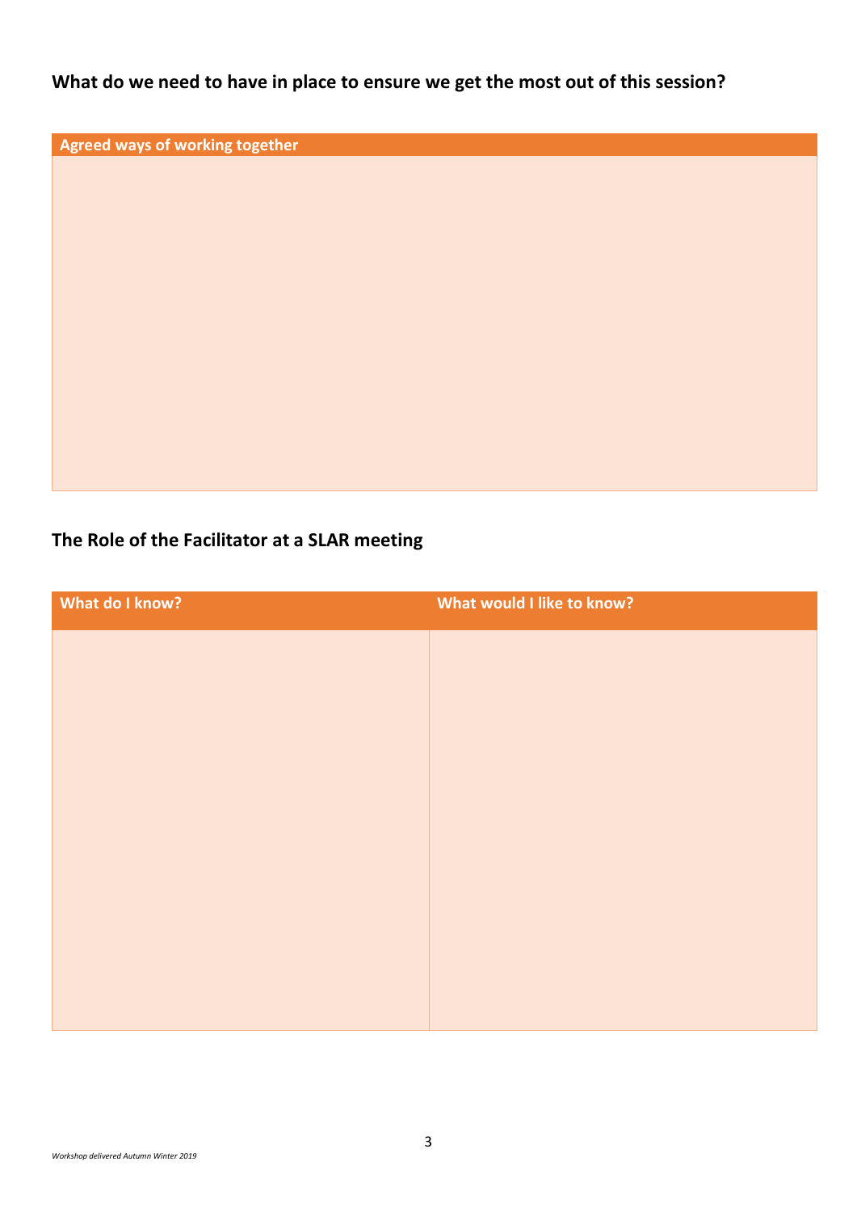## What do we need to have in place to ensure we get the most out of this session?

| Agreed ways of working together |
| --- |
| |

## The Role of the Facilitator at a SLAR meeting

| What do I know? | What would I like to know? |
| --- | --- |
| | |

*Workshop delivered Autumn Winter 2019*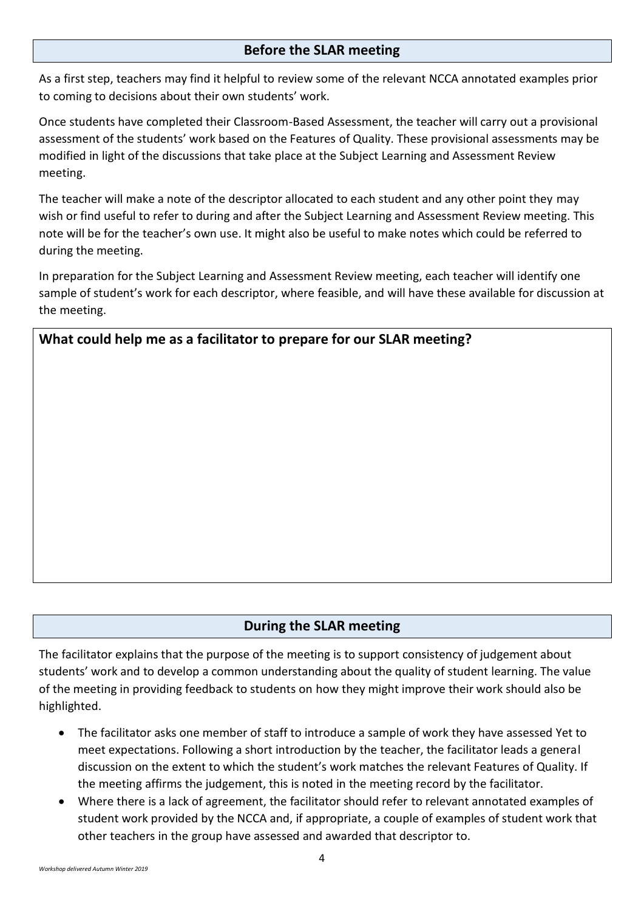## Before the SLAR meeting

As a first step, teachers may find it helpful to review some of the relevant NCCA annotated examples prior to coming to decisions about their own students' work.

Once students have completed their Classroom-Based Assessment, the teacher will carry out a provisional assessment of the students' work based on the Features of Quality. These provisional assessments may be modified in light of the discussions that take place at the Subject Learning and Assessment Review meeting.

The teacher will make a note of the descriptor allocated to each student and any other point they may wish or find useful to refer to during and after the Subject Learning and Assessment Review meeting. This note will be for the teacher's own use. It might also be useful to make notes which could be referred to during the meeting.

In preparation for the Subject Learning and Assessment Review meeting, each teacher will identify one sample of student's work for each descriptor, where feasible, and will have these available for discussion at the meeting.

**What could help me as a facilitator to prepare for our SLAR meeting?**

## During the SLAR meeting

The facilitator explains that the purpose of the meeting is to support consistency of judgement about students' work and to develop a common understanding about the quality of student learning. The value of the meeting in providing feedback to students on how they might improve their work should also be highlighted.

- The facilitator asks one member of staff to introduce a sample of work they have assessed Yet to meet expectations. Following a short introduction by the teacher, the facilitator leads a general discussion on the extent to which the student's work matches the relevant Features of Quality. If the meeting affirms the judgement, this is noted in the meeting record by the facilitator.
- Where there is a lack of agreement, the facilitator should refer to relevant annotated examples of student work provided by the NCCA and, if appropriate, a couple of examples of student work that other teachers in the group have assessed and awarded that descriptor to.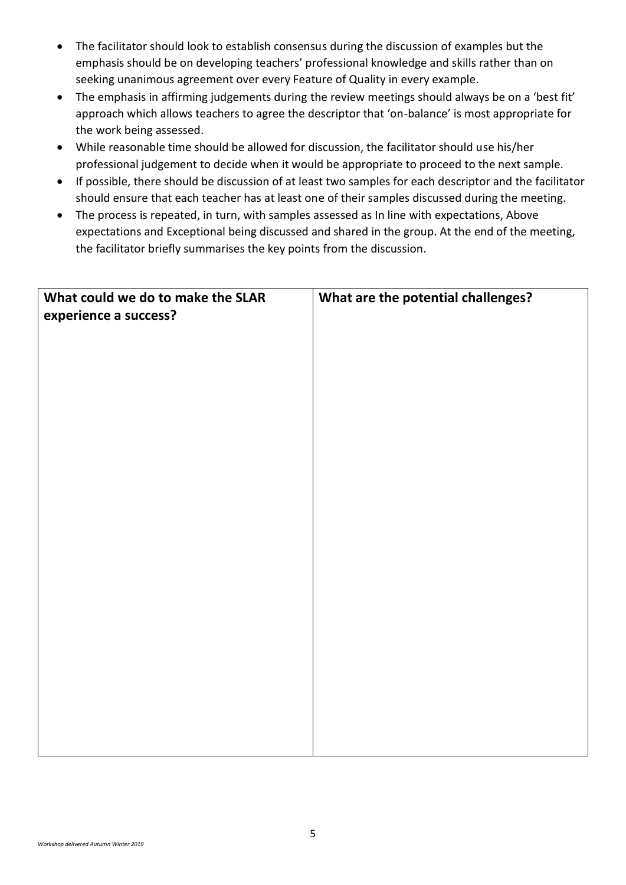- The facilitator should look to establish consensus during the discussion of examples but the emphasis should be on developing teachers' professional knowledge and skills rather than on seeking unanimous agreement over every Feature of Quality in every example.
- The emphasis in affirming judgements during the review meetings should always be on a 'best fit' approach which allows teachers to agree the descriptor that 'on-balance' is most appropriate for the work being assessed.
- While reasonable time should be allowed for discussion, the facilitator should use his/her professional judgement to decide when it would be appropriate to proceed to the next sample.
- If possible, there should be discussion of at least two samples for each descriptor and the facilitator should ensure that each teacher has at least one of their samples discussed during the meeting.
- The process is repeated, in turn, with samples assessed as In line with expectations, Above expectations and Exceptional being discussed and shared in the group. At the end of the meeting, the facilitator briefly summarises the key points from the discussion.

| **What could we do to make the SLAR experience a success?** | **What are the potential challenges?** |
| --- | --- |
| | |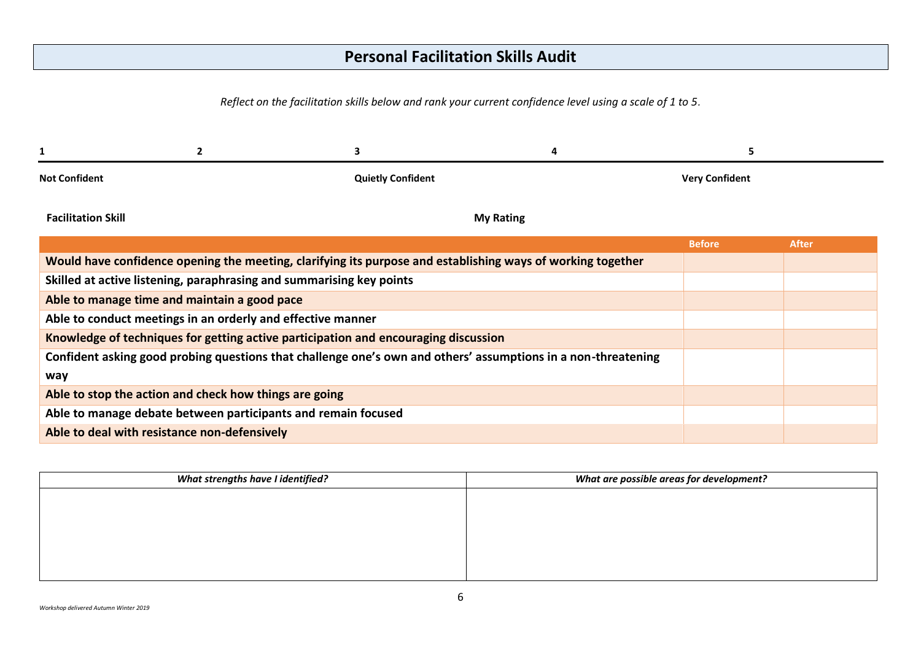# Personal Facilitation Skills Audit

*Reflect on the facilitation skills below and rank your current confidence level using a scale of 1 to 5.*

| 1 | 2 | 3 | 4 | 5 |
|---|---|---|---|---|
| **Not Confident** | | **Quietly Confident** | | **Very Confident** |

| Facilitation Skill | My Rating | |
|---|---|---|
| | **Before** | **After** |
| **Would have confidence opening the meeting, clarifying its purpose and establishing ways of working together** | | |
| **Skilled at active listening, paraphrasing and summarising key points** | | |
| **Able to manage time and maintain a good pace** | | |
| **Able to conduct meetings in an orderly and effective manner** | | |
| **Knowledge of techniques for getting active participation and encouraging discussion** | | |
| **Confident asking good probing questions that challenge one's own and others' assumptions in a non-threatening way** | | |
| **Able to stop the action and check how things are going** | | |
| **Able to manage debate between participants and remain focused** | | |
| **Able to deal with resistance non-defensively** | | |

| *What strengths have I identified?* | *What are possible areas for development?* |
|---|---|
| | |

*Workshop delivered Autumn Winter 2019*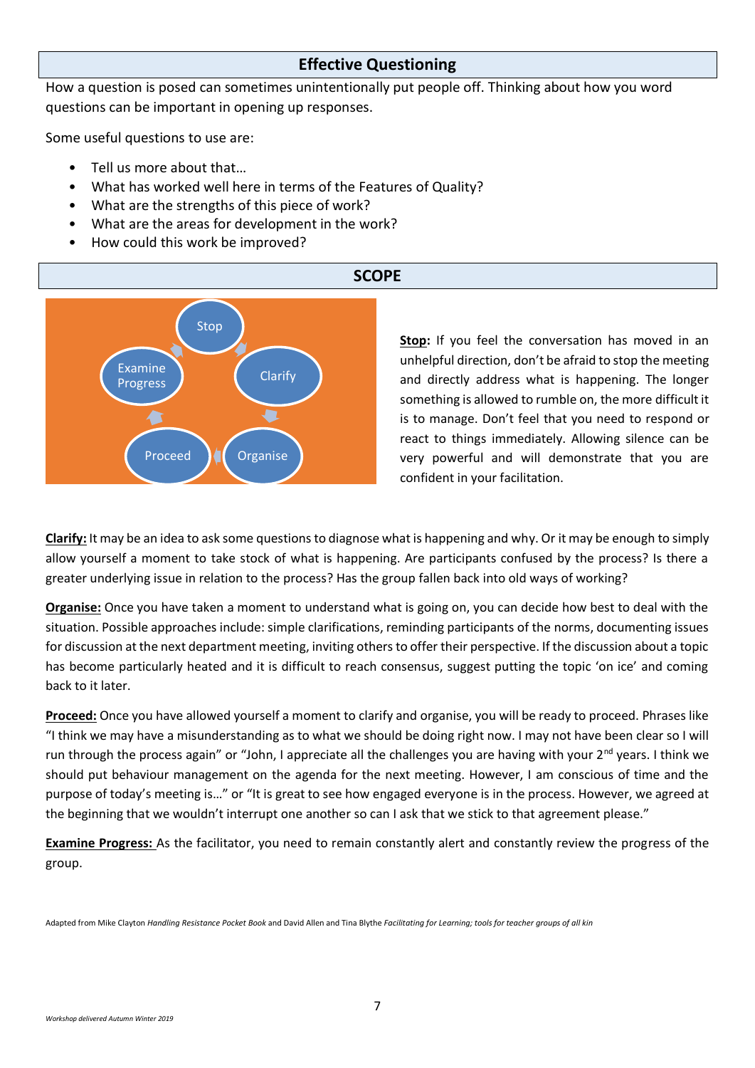## Effective Questioning

How a question is posed can sometimes unintentionally put people off. Thinking about how you word questions can be important in opening up responses.

Some useful questions to use are:

- Tell us more about that…
- What has worked well here in terms of the Features of Quality?
- What are the strengths of this piece of work?
- What are the areas for development in the work?
- How could this work be improved?

## SCOPE

Stop → Clarify → Organise → Proceed → Examine Progress

**Stop:** If you feel the conversation has moved in an unhelpful direction, don't be afraid to stop the meeting and directly address what is happening. The longer something is allowed to rumble on, the more difficult it is to manage. Don't feel that you need to respond or react to things immediately. Allowing silence can be very powerful and will demonstrate that you are confident in your facilitation.

**Clarify:** It may be an idea to ask some questions to diagnose what is happening and why. Or it may be enough to simply allow yourself a moment to take stock of what is happening. Are participants confused by the process? Is there a greater underlying issue in relation to the process? Has the group fallen back into old ways of working?

**Organise:** Once you have taken a moment to understand what is going on, you can decide how best to deal with the situation. Possible approaches include: simple clarifications, reminding participants of the norms, documenting issues for discussion at the next department meeting, inviting others to offer their perspective. If the discussion about a topic has become particularly heated and it is difficult to reach consensus, suggest putting the topic 'on ice' and coming back to it later.

**Proceed:** Once you have allowed yourself a moment to clarify and organise, you will be ready to proceed. Phrases like "I think we may have a misunderstanding as to what we should be doing right now. I may not have been clear so I will run through the process again" or "John, I appreciate all the challenges you are having with your 2nd years. I think we should put behaviour management on the agenda for the next meeting. However, I am conscious of time and the purpose of today's meeting is…" or "It is great to see how engaged everyone is in the process. However, we agreed at the beginning that we wouldn't interrupt one another so can I ask that we stick to that agreement please."

**Examine Progress:** As the facilitator, you need to remain constantly alert and constantly review the progress of the group.

Adapted from Mike Clayton *Handling Resistance Pocket Book* and David Allen and Tina Blythe *Facilitating for Learning; tools for teacher groups of all kin*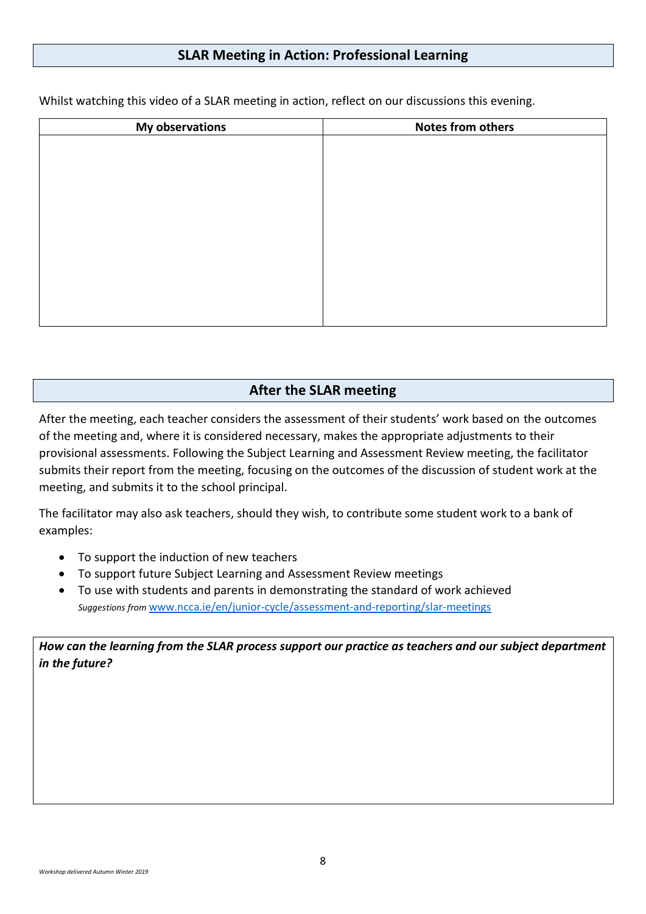## SLAR Meeting in Action: Professional Learning

Whilst watching this video of a SLAR meeting in action, reflect on our discussions this evening.

| My observations | Notes from others |
| --- | --- |
| | |

## After the SLAR meeting

After the meeting, each teacher considers the assessment of their students' work based on the outcomes of the meeting and, where it is considered necessary, makes the appropriate adjustments to their provisional assessments. Following the Subject Learning and Assessment Review meeting, the facilitator submits their report from the meeting, focusing on the outcomes of the discussion of student work at the meeting, and submits it to the school principal.

The facilitator may also ask teachers, should they wish, to contribute some student work to a bank of examples:

- To support the induction of new teachers
- To support future Subject Learning and Assessment Review meetings
- To use with students and parents in demonstrating the standard of work achieved

*Suggestions from* www.ncca.ie/en/junior-cycle/assessment-and-reporting/slar-meetings

***How can the learning from the SLAR process support our practice as teachers and our subject department in the future?***

*Workshop delivered Autumn Winter 2019*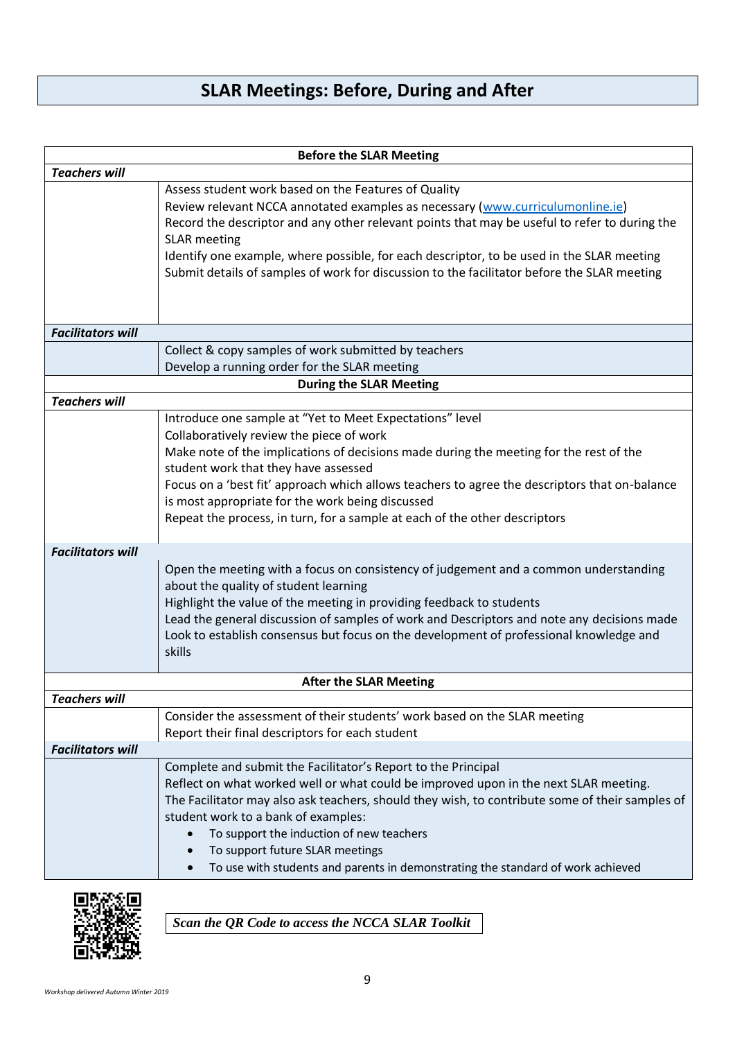# SLAR Meetings: Before, During and After

| Before the SLAR Meeting | |
|---|---|
| ***Teachers will*** | |
| | Assess student work based on the Features of Quality<br>Review relevant NCCA annotated examples as necessary (www.curriculumonline.ie)<br>Record the descriptor and any other relevant points that may be useful to refer to during the SLAR meeting<br>Identify one example, where possible, for each descriptor, to be used in the SLAR meeting<br>Submit details of samples of work for discussion to the facilitator before the SLAR meeting |
| ***Facilitators will*** | |
| | Collect & copy samples of work submitted by teachers<br>Develop a running order for the SLAR meeting |
| **During the SLAR Meeting** | |
| ***Teachers will*** | |
| | Introduce one sample at "Yet to Meet Expectations" level<br>Collaboratively review the piece of work<br>Make note of the implications of decisions made during the meeting for the rest of the student work that they have assessed<br>Focus on a 'best fit' approach which allows teachers to agree the descriptors that on-balance is most appropriate for the work being discussed<br>Repeat the process, in turn, for a sample at each of the other descriptors |
| ***Facilitators will*** | |
| | Open the meeting with a focus on consistency of judgement and a common understanding about the quality of student learning<br>Highlight the value of the meeting in providing feedback to students<br>Lead the general discussion of samples of work and Descriptors and note any decisions made<br>Look to establish consensus but focus on the development of professional knowledge and skills |
| **After the SLAR Meeting** | |
| ***Teachers will*** | |
| | Consider the assessment of their students' work based on the SLAR meeting<br>Report their final descriptors for each student |
| ***Facilitators will*** | |
| | Complete and submit the Facilitator's Report to the Principal<br>Reflect on what worked well or what could be improved upon in the next SLAR meeting.<br>The Facilitator may also ask teachers, should they wish, to contribute some of their samples of student work to a bank of examples:<br>• To support the induction of new teachers<br>• To support future SLAR meetings<br>• To use with students and parents in demonstrating the standard of work achieved |

***Scan the QR Code to access the NCCA SLAR Toolkit***

*Workshop delivered Autumn Winter 2019*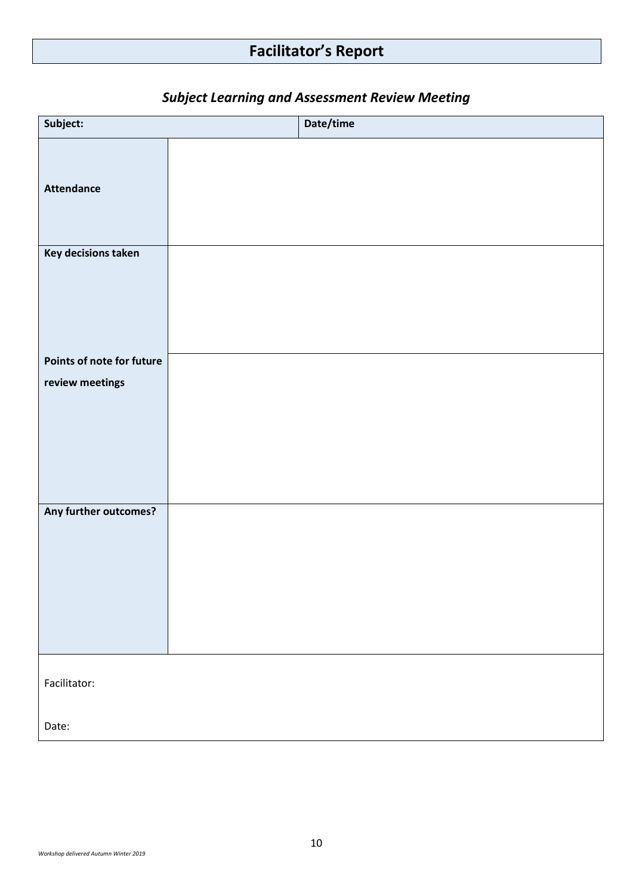# Facilitator's Report

## *Subject Learning and Assessment Review Meeting*

| **Subject:** | | **Date/time** |
|---|---|---|
| **Attendance** | | |
| **Key decisions taken** | | |
| **Points of note for future review meetings** | | |
| **Any further outcomes?** | | |
| Facilitator:<br><br>Date: | | |

*Workshop delivered Autumn Winter 2019*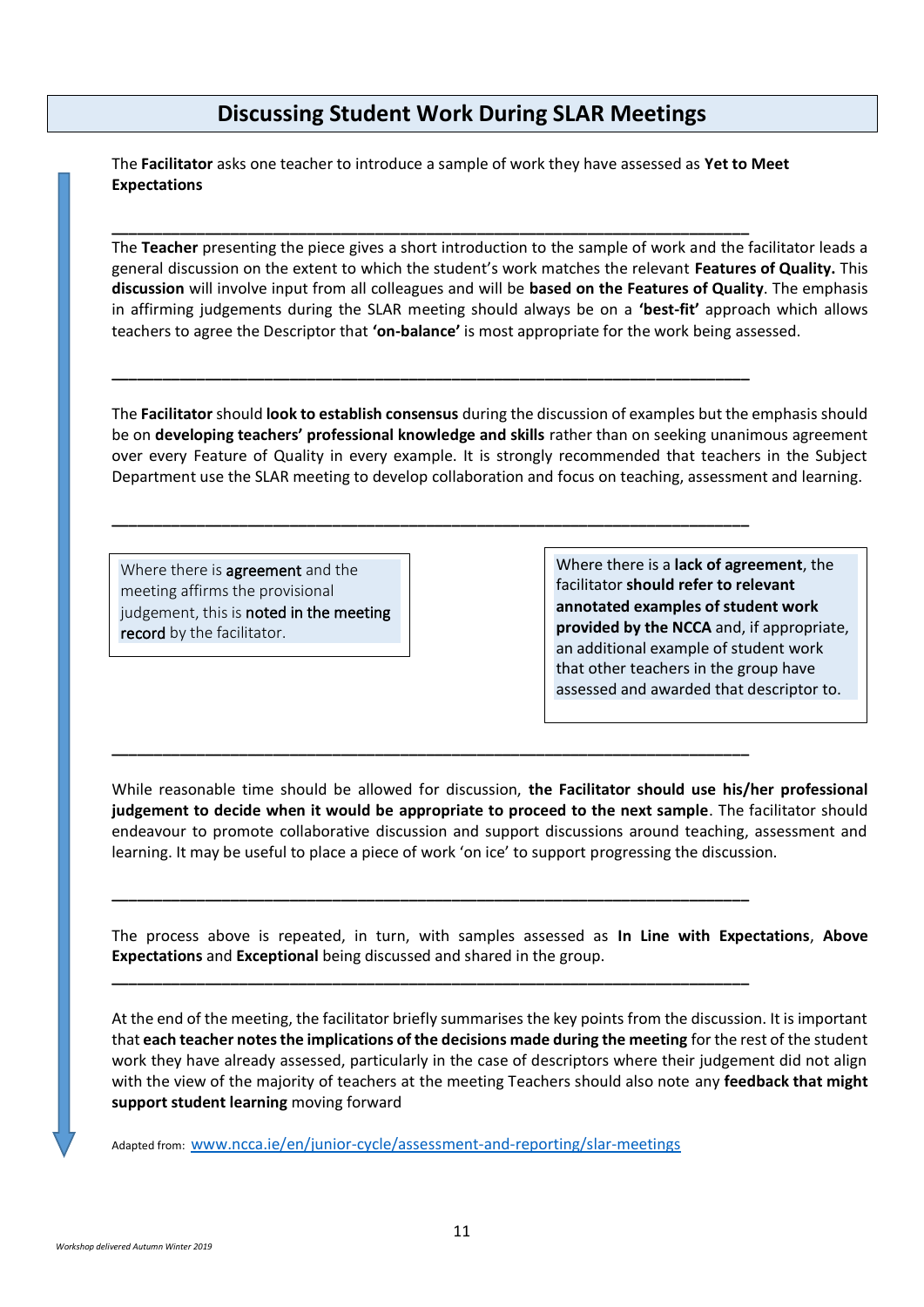## Discussing Student Work During SLAR Meetings

The **Facilitator** asks one teacher to introduce a sample of work they have assessed as **Yet to Meet Expectations**

---

The **Teacher** presenting the piece gives a short introduction to the sample of work and the facilitator leads a general discussion on the extent to which the student's work matches the relevant **Features of Quality.** This **discussion** will involve input from all colleagues and will be **based on the Features of Quality**. The emphasis in affirming judgements during the SLAR meeting should always be on a **'best-fit'** approach which allows teachers to agree the Descriptor that **'on-balance'** is most appropriate for the work being assessed.

---

The **Facilitator** should **look to establish consensus** during the discussion of examples but the emphasis should be on **developing teachers' professional knowledge and skills** rather than on seeking unanimous agreement over every Feature of Quality in every example. It is strongly recommended that teachers in the Subject Department use the SLAR meeting to develop collaboration and focus on teaching, assessment and learning.

---

Where there is **agreement** and the meeting affirms the provisional judgement, this is **noted in the meeting record** by the facilitator.

Where there is a **lack of agreement**, the facilitator **should refer to relevant annotated examples of student work provided by the NCCA** and, if appropriate, an additional example of student work that other teachers in the group have assessed and awarded that descriptor to.

---

While reasonable time should be allowed for discussion, **the Facilitator should use his/her professional judgement to decide when it would be appropriate to proceed to the next sample**. The facilitator should endeavour to promote collaborative discussion and support discussions around teaching, assessment and learning. It may be useful to place a piece of work 'on ice' to support progressing the discussion.

---

The process above is repeated, in turn, with samples assessed as **In Line with Expectations**, **Above Expectations** and **Exceptional** being discussed and shared in the group.

---

At the end of the meeting, the facilitator briefly summarises the key points from the discussion. It is important that **each teacher notes the implications of the decisions made during the meeting** for the rest of the student work they have already assessed, particularly in the case of descriptors where their judgement did not align with the view of the majority of teachers at the meeting Teachers should also note any **feedback that might support student learning** moving forward

Adapted from: www.ncca.ie/en/junior-cycle/assessment-and-reporting/slar-meetings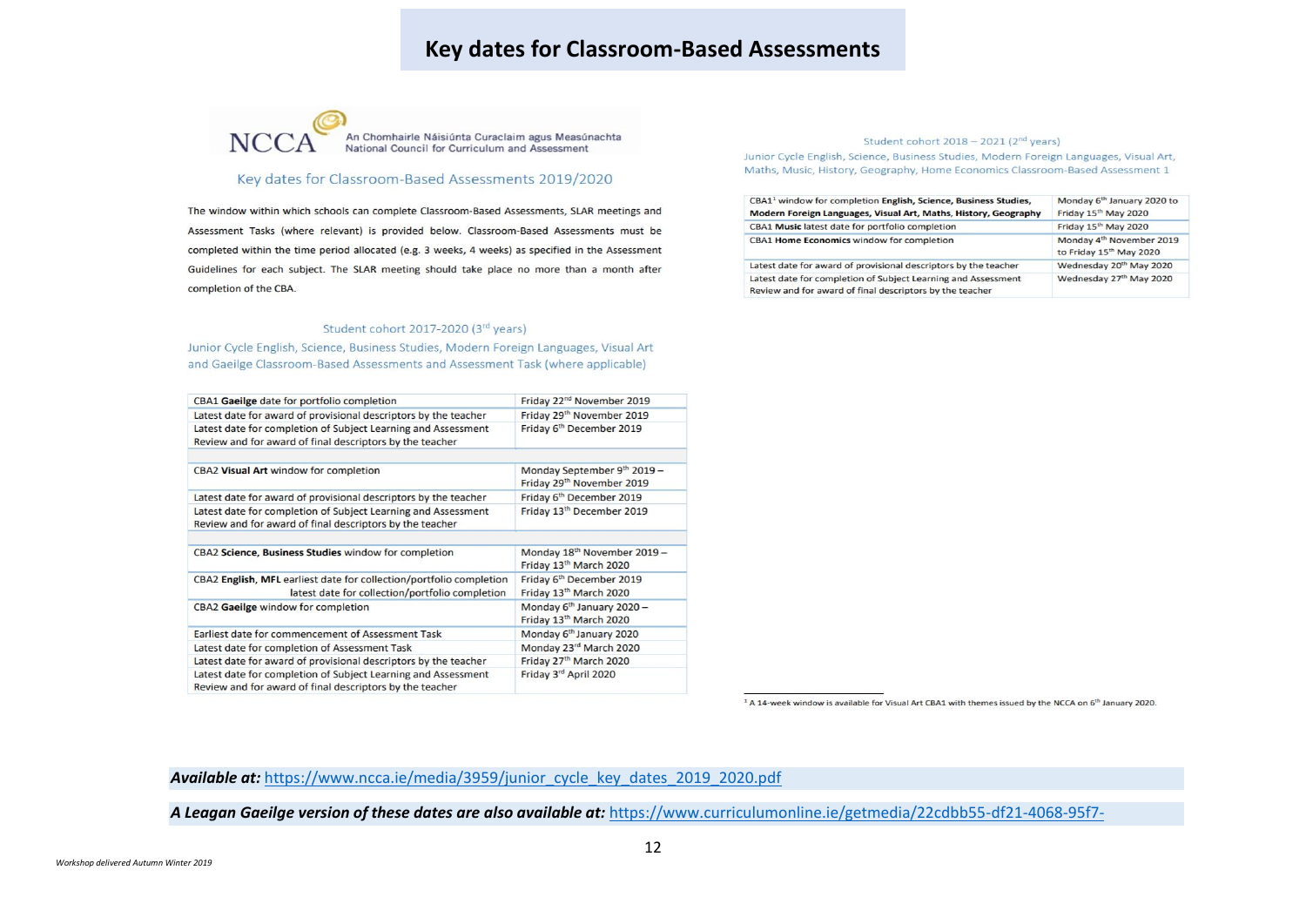# Key dates for Classroom-Based Assessments

NCCA — An Chomhairle Náisiúnta Curaclaim agus Measúnachta / National Council for Curriculum and Assessment

## Key dates for Classroom-Based Assessments 2019/2020

The window within which schools can complete Classroom-Based Assessments, SLAR meetings and Assessment Tasks (where relevant) is provided below. Classroom-Based Assessments must be completed within the time period allocated (e.g. 3 weeks, 4 weeks) as specified in the Assessment Guidelines for each subject. The SLAR meeting should take place no more than a month after completion of the CBA.

### Student cohort 2017-2020 (3rd years)

Junior Cycle English, Science, Business Studies, Modern Foreign Languages, Visual Art and Gaeilge Classroom-Based Assessments and Assessment Task (where applicable)

| | |
|---|---|
| CBA1 **Gaeilge** date for portfolio completion | Friday 22nd November 2019 |
| Latest date for award of provisional descriptors by the teacher | Friday 29th November 2019 |
| Latest date for completion of Subject Learning and Assessment Review and for award of final descriptors by the teacher | Friday 6th December 2019 |
| | |
| CBA2 **Visual Art** window for completion | Monday September 9th 2019 – Friday 29th November 2019 |
| Latest date for award of provisional descriptors by the teacher | Friday 6th December 2019 |
| Latest date for completion of Subject Learning and Assessment Review and for award of final descriptors by the teacher | Friday 13th December 2019 |
| | |
| CBA2 **Science, Business Studies** window for completion | Monday 18th November 2019 – Friday 13th March 2020 |
| CBA2 **English, MFL** earliest date for collection/portfolio completion; latest date for collection/portfolio completion | Friday 6th December 2019; Friday 13th March 2020 |
| CBA2 **Gaeilge** window for completion | Monday 6th January 2020 – Friday 13th March 2020 |
| Earliest date for commencement of Assessment Task | Monday 6th January 2020 |
| Latest date for completion of Assessment Task | Monday 23rd March 2020 |
| Latest date for award of provisional descriptors by the teacher | Friday 27th March 2020 |
| Latest date for completion of Subject Learning and Assessment Review and for award of final descriptors by the teacher | Friday 3rd April 2020 |

### Student cohort 2018 – 2021 (2nd years)

Junior Cycle English, Science, Business Studies, Modern Foreign Languages, Visual Art, Maths, Music, History, Geography, Home Economics Classroom-Based Assessment 1

| | |
|---|---|
| CBA1[1] window for completion **English, Science, Business Studies, Modern Foreign Languages, Visual Art, Maths, History, Geography** | Monday 6th January 2020 to Friday 15th May 2020 |
| CBA1 **Music** latest date for portfolio completion | Friday 15th May 2020 |
| CBA1 **Home Economics** window for completion | Monday 4th November 2019 to Friday 15th May 2020 |
| Latest date for award of provisional descriptors by the teacher | Wednesday 20th May 2020 |
| Latest date for completion of Subject Learning and Assessment Review and for award of final descriptors by the teacher | Wednesday 27th May 2020 |

[1] A 14-week window is available for Visual Art CBA1 with themes issued by the NCCA on 6th January 2020.

***Available at:*** https://www.ncca.ie/media/3959/junior_cycle_key_dates_2019_2020.pdf

***A Leagan Gaeilge version of these dates are also available at:*** https://www.curriculumonline.ie/getmedia/22cdbb55-df21-4068-95f7-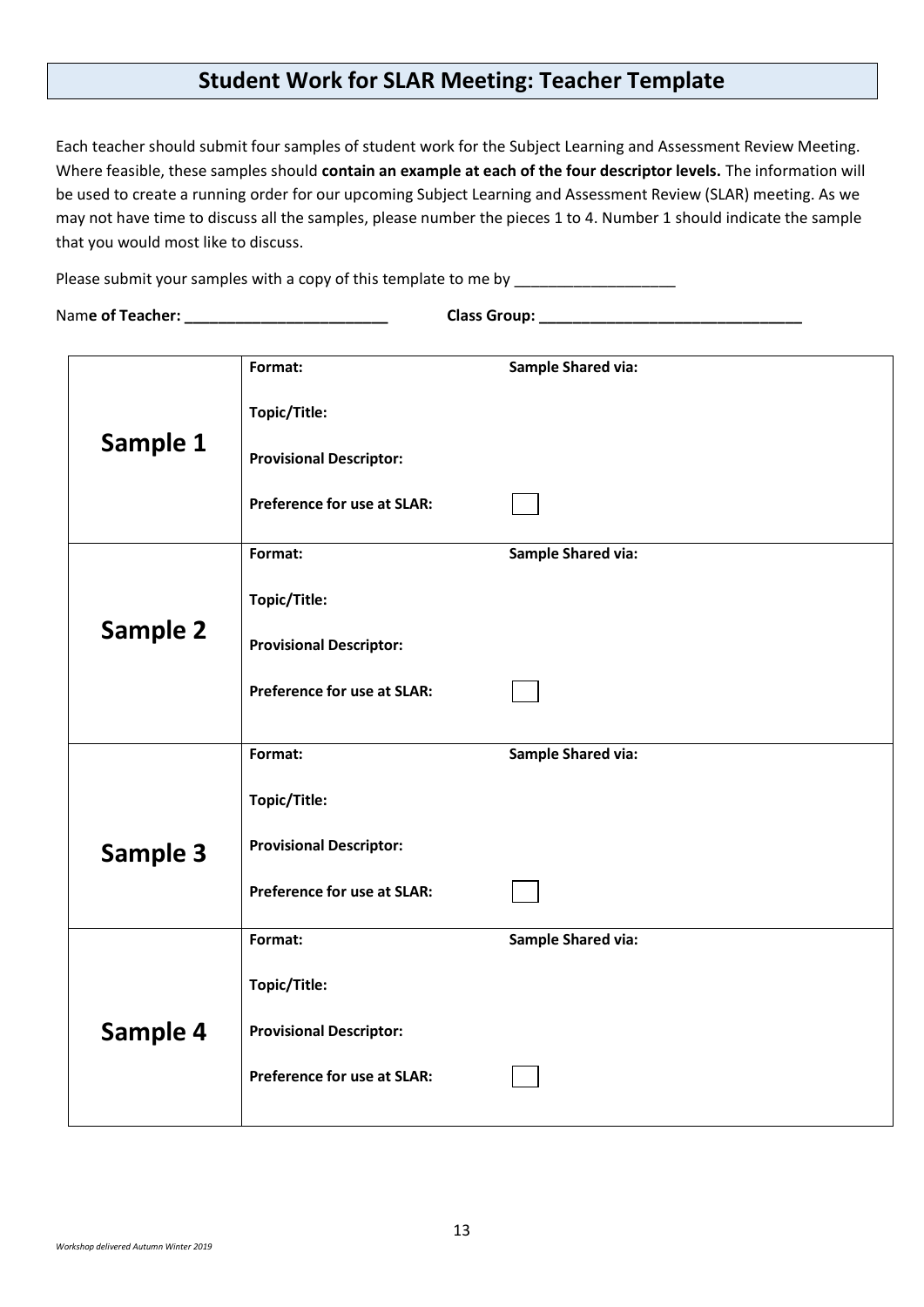# Student Work for SLAR Meeting: Teacher Template

Each teacher should submit four samples of student work for the Subject Learning and Assessment Review Meeting. Where feasible, these samples should **contain an example at each of the four descriptor levels.** The information will be used to create a running order for our upcoming Subject Learning and Assessment Review (SLAR) meeting. As we may not have time to discuss all the samples, please number the pieces 1 to 4. Number 1 should indicate the sample that you would most like to discuss.

Please submit your samples with a copy of this template to me by ___________________

Nam**e of Teacher: ________________________** **Class Group: _______________________________**

| | | |
|---|---|---|
| **Sample 1** | **Format:**<br>**Topic/Title:**<br>**Provisional Descriptor:**<br>**Preference for use at SLAR:** | **Sample Shared via:**<br><br><br>☐ |
| **Sample 2** | **Format:**<br>**Topic/Title:**<br>**Provisional Descriptor:**<br>**Preference for use at SLAR:** | **Sample Shared via:**<br><br><br>☐ |
| **Sample 3** | **Format:**<br>**Topic/Title:**<br>**Provisional Descriptor:**<br>**Preference for use at SLAR:** | **Sample Shared via:**<br><br><br>☐ |
| **Sample 4** | **Format:**<br>**Topic/Title:**<br>**Provisional Descriptor:**<br>**Preference for use at SLAR:** | **Sample Shared via:**<br><br><br>☐ |

*Workshop delivered Autumn Winter 2019*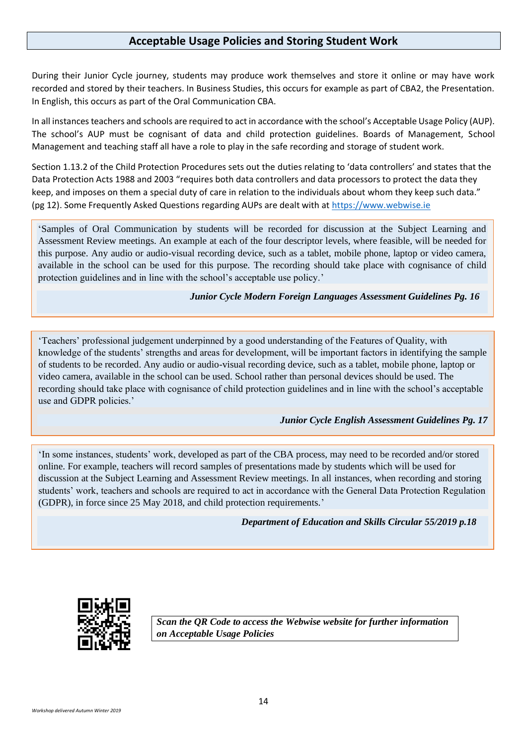## Acceptable Usage Policies and Storing Student Work

During their Junior Cycle journey, students may produce work themselves and store it online or may have work recorded and stored by their teachers. In Business Studies, this occurs for example as part of CBA2, the Presentation. In English, this occurs as part of the Oral Communication CBA.

In all instances teachers and schools are required to act in accordance with the school's Acceptable Usage Policy (AUP). The school's AUP must be cognisant of data and child protection guidelines. Boards of Management, School Management and teaching staff all have a role to play in the safe recording and storage of student work.

Section 1.13.2 of the Child Protection Procedures sets out the duties relating to 'data controllers' and states that the Data Protection Acts 1988 and 2003 "requires both data controllers and data processors to protect the data they keep, and imposes on them a special duty of care in relation to the individuals about whom they keep such data." (pg 12). Some Frequently Asked Questions regarding AUPs are dealt with at https://www.webwise.ie

> 'Samples of Oral Communication by students will be recorded for discussion at the Subject Learning and Assessment Review meetings. An example at each of the four descriptor levels, where feasible, will be needed for this purpose. Any audio or audio-visual recording device, such as a tablet, mobile phone, laptop or video camera, available in the school can be used for this purpose. The recording should take place with cognisance of child protection guidelines and in line with the school's acceptable use policy.'
>
> ***Junior Cycle Modern Foreign Languages Assessment Guidelines Pg. 16***

> 'Teachers' professional judgement underpinned by a good understanding of the Features of Quality, with knowledge of the students' strengths and areas for development, will be important factors in identifying the sample of students to be recorded. Any audio or audio-visual recording device, such as a tablet, mobile phone, laptop or video camera, available in the school can be used. School rather than personal devices should be used. The recording should take place with cognisance of child protection guidelines and in line with the school's acceptable use and GDPR policies.'
>
> ***Junior Cycle English Assessment Guidelines Pg. 17***

> 'In some instances, students' work, developed as part of the CBA process, may need to be recorded and/or stored online. For example, teachers will record samples of presentations made by students which will be used for discussion at the Subject Learning and Assessment Review meetings. In all instances, when recording and storing students' work, teachers and schools are required to act in accordance with the General Data Protection Regulation (GDPR), in force since 25 May 2018, and child protection requirements.'
>
> ***Department of Education and Skills Circular 55/2019 p.18***

***Scan the QR Code to access the Webwise website for further information on Acceptable Usage Policies***

*Workshop delivered Autumn Winter 2019*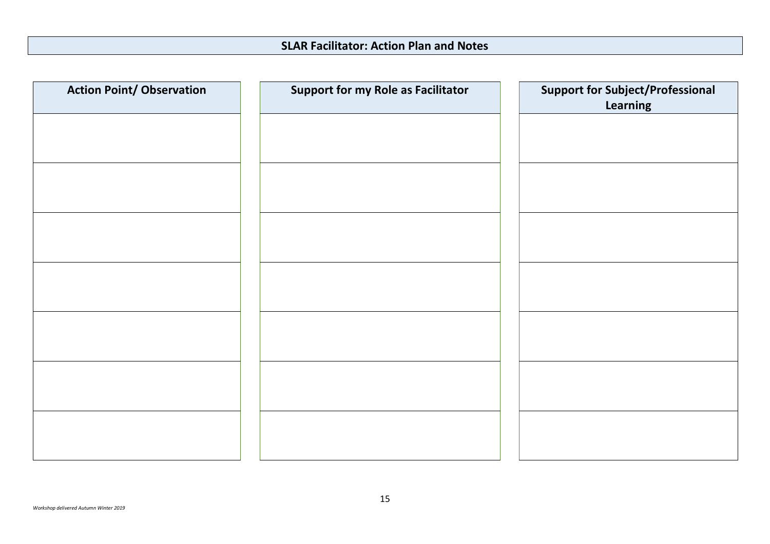## SLAR Facilitator: Action Plan and Notes

| Action Point/ Observation |
| --- |
| |
| |
| |
| |
| |
| |
| |

| Support for my Role as Facilitator |
| --- |
| |
| |
| |
| |
| |
| |
| |

| Support for Subject/Professional Learning |
| --- |
| |
| |
| |
| |
| |
| |
| |

*Workshop delivered Autumn Winter 2019*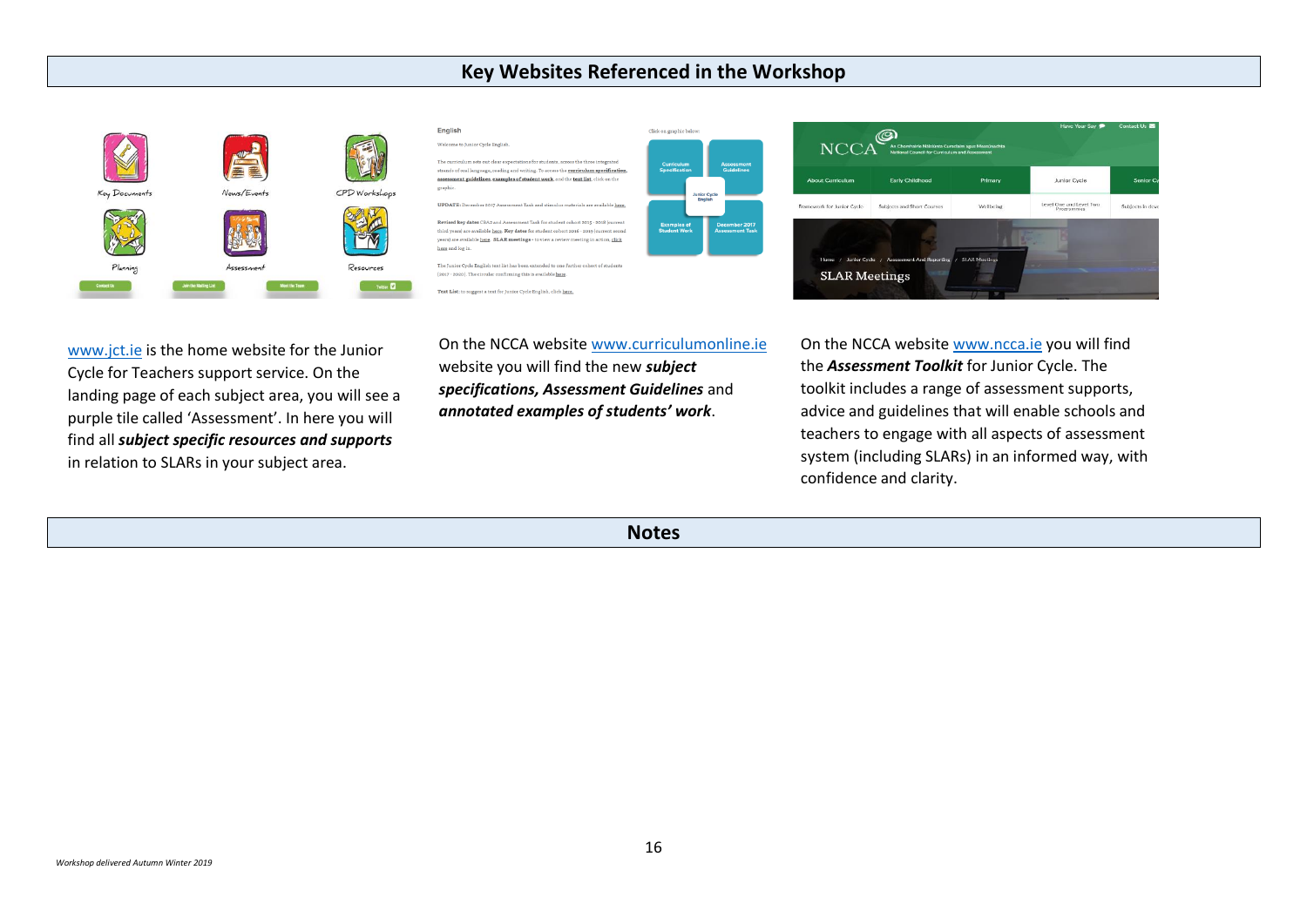## Key Websites Referenced in the Workshop

www.jct.ie is the home website for the Junior Cycle for Teachers support service. On the landing page of each subject area, you will see a purple tile called 'Assessment'. In here you will find all ***subject specific resources and supports*** in relation to SLARs in your subject area.

On the NCCA website www.curriculumonline.ie website you will find the new ***subject specifications, Assessment Guidelines*** and ***annotated examples of students' work***.

On the NCCA website www.ncca.ie you will find the ***Assessment Toolkit*** for Junior Cycle. The toolkit includes a range of assessment supports, advice and guidelines that will enable schools and teachers to engage with all aspects of assessment system (including SLARs) in an informed way, with confidence and clarity.

## Notes

*Workshop delivered Autumn Winter 2019*